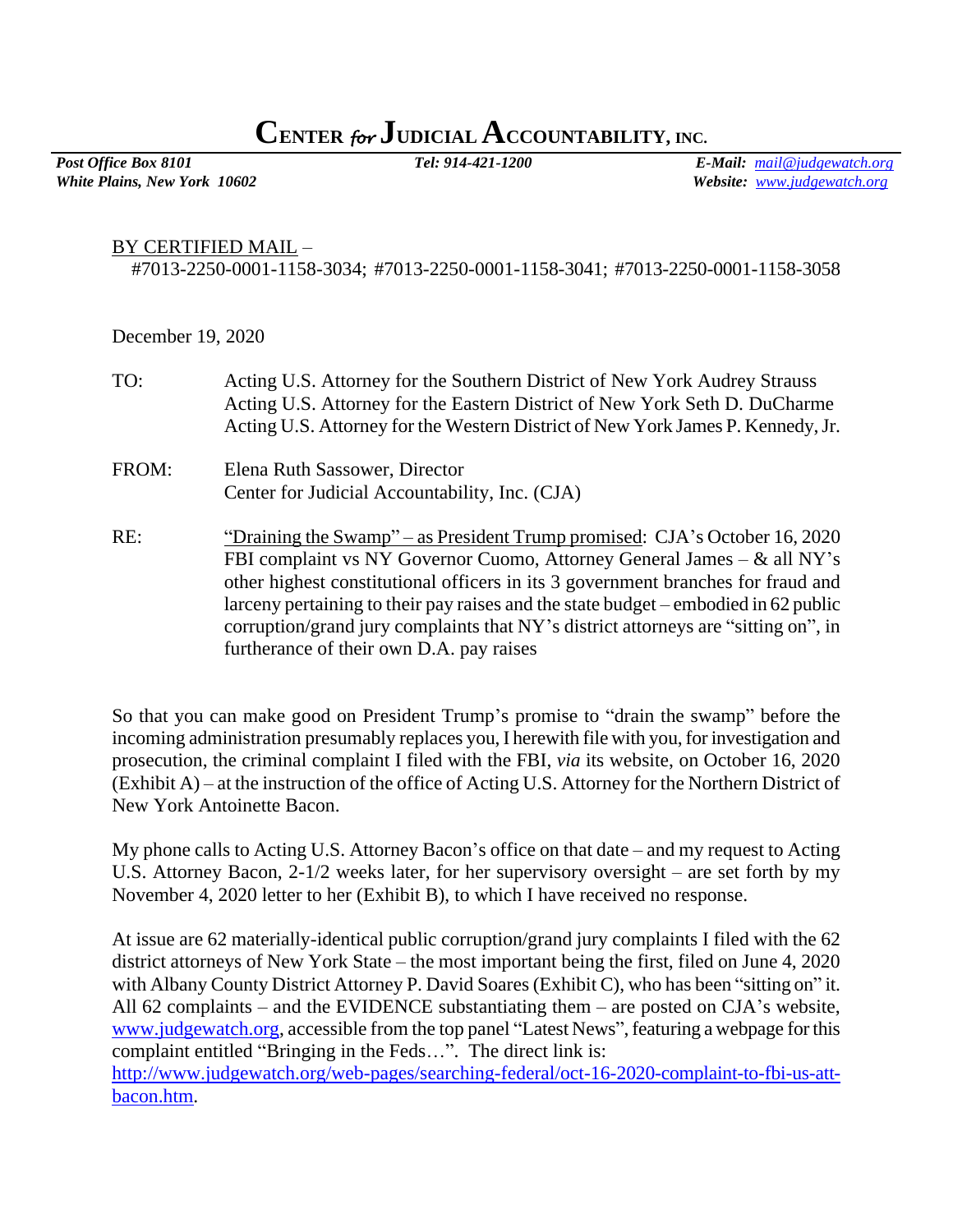# CENTER *for* JUDICIAL ACCOUNTABILITY, INC.

***Post Office Box 8101*** ***Tel: 914-421-1200*** ***E-Mail:*** *mail@judgewatch.org*
***White Plains, New York 10602*** ***Website:*** *www.judgewatch.org*

BY CERTIFIED MAIL –
#7013-2250-0001-1158-3034; #7013-2250-0001-1158-3041; #7013-2250-0001-1158-3058

December 19, 2020

TO: Acting U.S. Attorney for the Southern District of New York Audrey Strauss
Acting U.S. Attorney for the Eastern District of New York Seth D. DuCharme
Acting U.S. Attorney for the Western District of New York James P. Kennedy, Jr.

FROM: Elena Ruth Sassower, Director
Center for Judicial Accountability, Inc. (CJA)

RE: "Draining the Swamp" – as President Trump promised: CJA's October 16, 2020 FBI complaint vs NY Governor Cuomo, Attorney General James – & all NY's other highest constitutional officers in its 3 government branches for fraud and larceny pertaining to their pay raises and the state budget – embodied in 62 public corruption/grand jury complaints that NY's district attorneys are "sitting on", in furtherance of their own D.A. pay raises

So that you can make good on President Trump's promise to "drain the swamp" before the incoming administration presumably replaces you, I herewith file with you, for investigation and prosecution, the criminal complaint I filed with the FBI, *via* its website, on October 16, 2020 (Exhibit A) – at the instruction of the office of Acting U.S. Attorney for the Northern District of New York Antoinette Bacon.

My phone calls to Acting U.S. Attorney Bacon's office on that date – and my request to Acting U.S. Attorney Bacon, 2-1/2 weeks later, for her supervisory oversight – are set forth by my November 4, 2020 letter to her (Exhibit B), to which I have received no response.

At issue are 62 materially-identical public corruption/grand jury complaints I filed with the 62 district attorneys of New York State – the most important being the first, filed on June 4, 2020 with Albany County District Attorney P. David Soares (Exhibit C), who has been "sitting on" it. All 62 complaints – and the EVIDENCE substantiating them – are posted on CJA's website, www.judgewatch.org, accessible from the top panel "Latest News", featuring a webpage for this complaint entitled "Bringing in the Feds…". The direct link is:
http://www.judgewatch.org/web-pages/searching-federal/oct-16-2020-complaint-to-fbi-us-att-bacon.htm.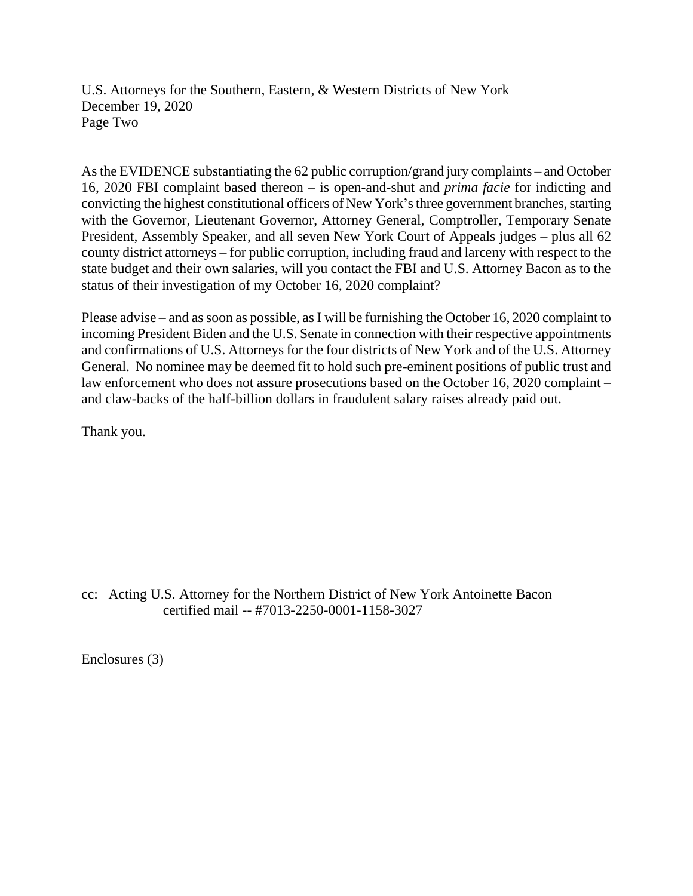As the EVIDENCE substantiating the 62 public corruption/grand jury complaints – and October 16, 2020 FBI complaint based thereon – is open-and-shut and *prima facie* for indicting and convicting the highest constitutional officers of New York's three government branches, starting with the Governor, Lieutenant Governor, Attorney General, Comptroller, Temporary Senate President, Assembly Speaker, and all seven New York Court of Appeals judges – plus all 62 county district attorneys – for public corruption, including fraud and larceny with respect to the state budget and their <u>own</u> salaries, will you contact the FBI and U.S. Attorney Bacon as to the status of their investigation of my October 16, 2020 complaint?

Please advise – and as soon as possible, as I will be furnishing the October 16, 2020 complaint to incoming President Biden and the U.S. Senate in connection with their respective appointments and confirmations of U.S. Attorneys for the four districts of New York and of the U.S. Attorney General. No nominee may be deemed fit to hold such pre-eminent positions of public trust and law enforcement who does not assure prosecutions based on the October 16, 2020 complaint – and claw-backs of the half-billion dollars in fraudulent salary raises already paid out.

Thank you.

cc: Acting U.S. Attorney for the Northern District of New York Antoinette Bacon
certified mail -- #7013-2250-0001-1158-3027

Enclosures (3)